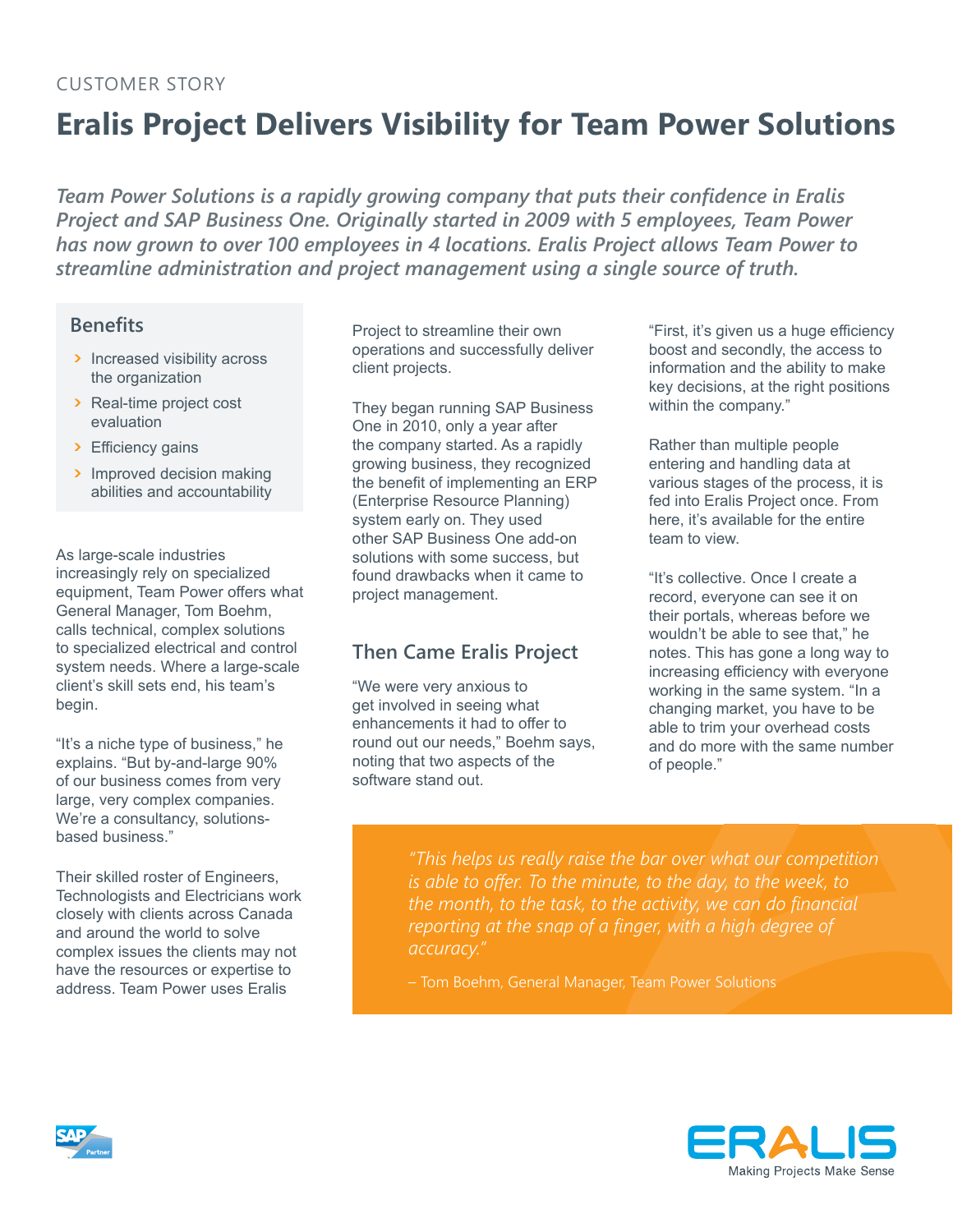CUSTOMER STORY

# Eralis Project Delivers Visibility for Team Power Solutions

*Team Power Solutions is a rapidly growing company that puts their confidence in Eralis Project and SAP Business One. Originally started in 2009 with 5 employees, Team Power has now grown to over 100 employees in 4 locations. Eralis Project allows Team Power to streamline administration and project management using a single source of truth.*

## Benefits

- Increased visibility across the organization
- Real-time project cost evaluation
- Efficiency gains
- Improved decision making abilities and accountability

As large-scale industries increasingly rely on specialized equipment, Team Power offers what General Manager, Tom Boehm, calls technical, complex solutions to specialized electrical and control system needs. Where a large-scale client's skill sets end, his team's begin.

"It's a niche type of business," he explains. "But by-and-large 90% of our business comes from very large, very complex companies. We're a consultancy, solutions-based business."

Their skilled roster of Engineers, Technologists and Electricians work closely with clients across Canada and around the world to solve complex issues the clients may not have the resources or expertise to address. Team Power uses Eralis Project to streamline their own operations and successfully deliver client projects.

They began running SAP Business One in 2010, only a year after the company started. As a rapidly growing business, they recognized the benefit of implementing an ERP (Enterprise Resource Planning) system early on. They used other SAP Business One add-on solutions with some success, but found drawbacks when it came to project management.

## Then Came Eralis Project

"We were very anxious to get involved in seeing what enhancements it had to offer to round out our needs," Boehm says, noting that two aspects of the software stand out.

"First, it's given us a huge efficiency boost and secondly, the access to information and the ability to make key decisions, at the right positions within the company."

Rather than multiple people entering and handling data at various stages of the process, it is fed into Eralis Project once. From here, it's available for the entire team to view.

"It's collective. Once I create a record, everyone can see it on their portals, whereas before we wouldn't be able to see that," he notes. This has gone a long way to increasing efficiency with everyone working in the same system. "In a changing market, you have to be able to trim your overhead costs and do more with the same number of people."

> *"This helps us really raise the bar over what our competition is able to offer. To the minute, to the day, to the week, to the month, to the task, to the activity, we can do financial reporting at the snap of a finger, with a high degree of accuracy."*
>
> – Tom Boehm, General Manager, Team Power Solutions

ERALIS
Making Projects Make Sense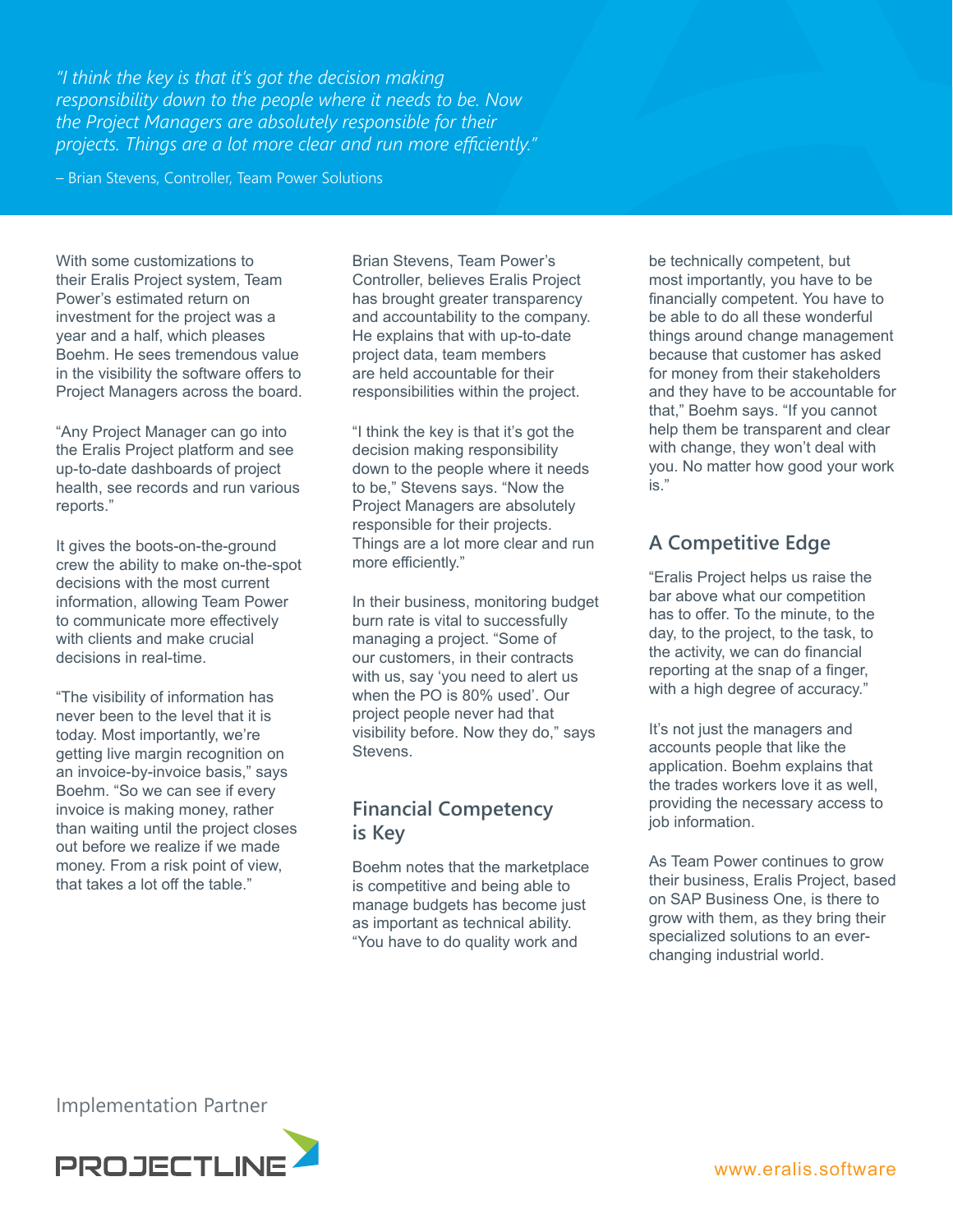> *"I think the key is that it's got the decision making responsibility down to the people where it needs to be. Now the Project Managers are absolutely responsible for their projects. Things are a lot more clear and run more efficiently."*
>
> – Brian Stevens, Controller, Team Power Solutions

With some customizations to their Eralis Project system, Team Power's estimated return on investment for the project was a year and a half, which pleases Boehm. He sees tremendous value in the visibility the software offers to Project Managers across the board.

"Any Project Manager can go into the Eralis Project platform and see up-to-date dashboards of project health, see records and run various reports."

It gives the boots-on-the-ground crew the ability to make on-the-spot decisions with the most current information, allowing Team Power to communicate more effectively with clients and make crucial decisions in real-time.

"The visibility of information has never been to the level that it is today. Most importantly, we're getting live margin recognition on an invoice-by-invoice basis," says Boehm. "So we can see if every invoice is making money, rather than waiting until the project closes out before we realize if we made money. From a risk point of view, that takes a lot off the table."

Brian Stevens, Team Power's Controller, believes Eralis Project has brought greater transparency and accountability to the company. He explains that with up-to-date project data, team members are held accountable for their responsibilities within the project.

"I think the key is that it's got the decision making responsibility down to the people where it needs to be," Stevens says. "Now the Project Managers are absolutely responsible for their projects. Things are a lot more clear and run more efficiently."

In their business, monitoring budget burn rate is vital to successfully managing a project. "Some of our customers, in their contracts with us, say 'you need to alert us when the PO is 80% used'. Our project people never had that visibility before. Now they do," says Stevens.

## Financial Competency is Key

Boehm notes that the marketplace is competitive and being able to manage budgets has become just as important as technical ability. "You have to do quality work and be technically competent, but most importantly, you have to be financially competent. You have to be able to do all these wonderful things around change management because that customer has asked for money from their stakeholders and they have to be accountable for that," Boehm says. "If you cannot help them be transparent and clear with change, they won't deal with you. No matter how good your work is."

## A Competitive Edge

"Eralis Project helps us raise the bar above what our competition has to offer. To the minute, to the day, to the project, to the task, to the activity, we can do financial reporting at the snap of a finger, with a high degree of accuracy."

It's not just the managers and accounts people that like the application. Boehm explains that the trades workers love it as well, providing the necessary access to job information.

As Team Power continues to grow their business, Eralis Project, based on SAP Business One, is there to grow with them, as they bring their specialized solutions to an ever-changing industrial world.

Implementation Partner

PROJECTLINE

www.eralis.software